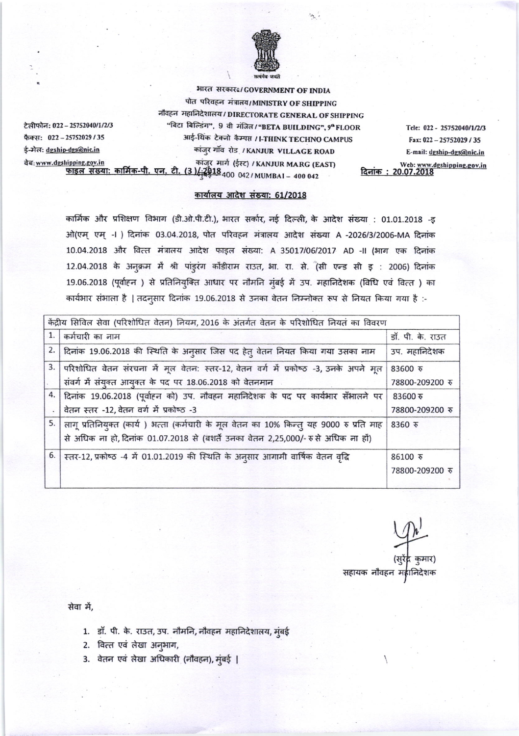भारत सरकार/GOVERNMENT OF INDIA

पोत परिवहन मंत्रालय/MINISTRY OF SHIPPING

नौवहन महानिदेशालय/DIRECTORATE GENERAL OF SHIPPING

"बिटा बिल्डिंग", 9 वी मंजिल/"BETA BUILDING", 9th FLOOR

आई-थिंक टेक्नो कैम्पस/I-THINK TECHNO CAMPUS

कांजुर गाँव रोड/KANJUR VILLAGE ROAD

कांजुर मार्ग (ईस्ट)/KANJUR MARG (EAST)

मुंबई-400 042/MUMBAI – 400 042

टेलीफोन: 022 – 25752040/1/2/3
फैक्स: 022 – 25752029/35
ई-मेल: dgship-dgs@nic.in
वेब: www.dgshipping.gov.in

Tele: 022 - 25752040/1/2/3
Fax: 022 – 25752029/35
E-mail: dgship-dgs@nic.in
Web: www.dgshipping.gov.in

फाइल संख्या: कार्मिक-पी. एन. टी. (3)/2018

दिनांक : 20.07.2018

## कार्यालय आदेश संख्या: 61/2018

कार्मिक और प्रशिक्षण विभाग (डी.ओ.पी.टी.), भारत सर्कार, नई दिल्ली, के आदेश संख्या : 01.01.2018 -इ ओ(एम् एम् -I ) दिनांक 03.04.2018, पोत परिवहन मंत्रालय आदेश संख्या A -2026/3/2006-MA दिनांक 10.04.2018 और वित्त मंत्रालय आदेश फाइल संख्या: A 35017/06/2017 AD -II (भाग एक दिनांक 12.04.2018 के अनुक्रम में श्री पांडुरंग कोंडीराम राउत, भा. रा. से. (सी एन्ड सी इ : 2006) दिनांक 19.06.2018 (पूर्वाहन ) से प्रतिनियुक्ति आधार पर नौमनि मुंबई में उप. महानिदेशक (विधि एवं वित्त ) का कार्यभार संभाला है | तदनुसार दिनांक 19.06.2018 से उनका वेतन निम्नोक्त रूप से नियत किया गया है :-

| केंद्रीय सिविल सेवा (परिशोधित वेतन) नियम, 2016 के अंतर्गत वेतन के परिशोधित नियतं का विवरण | | |
|---|---|---|
| 1. | कर्मचारी का नाम | डॉ. पी. के. राउत |
| 2. | दिनांक 19.06.2018 की स्थिति के अनुसार जिस पद हेतु वेतन नियत किया गया उसका नाम | उप. महानिदेशक |
| 3. | परिशोधित वेतन संरचना में मूल वेतन: स्तर-12, वेतन वर्ग में प्रकोष्ठ -3, उनके अपने मूल संवर्ग में संयुक्त आयुक्त के पद पर 18.06.2018 को वेतनमान | 83600 रु<br>78800-209200 रु |
| 4. | दिनांक 19.06.2018 (पूर्वाहन को) उप. नौवहन महानिदेशक के पद पर कार्यभार सँभालने पर वेतन स्तर -12, वेतन वर्ग में प्रकोष्ठ -3 | 83600 रु<br>78800-209200 रु |
| 5. | लागू प्रतिनियुक्त (कार्य ) भत्ता (कर्मचारी के मूल वेतन का 10% किन्तु यह 9000 रु प्रति माह से अधिक ना हो, दिनांक 01.07.2018 से (बशर्ते उनका वेतन 2,25,000/- रु से अधिक ना हों) | 8360 रु |
| 6. | स्तर-12, प्रकोष्ठ -4 में 01.01.2019 की स्थिति के अनुसार आगामी वार्षिक वेतन वृद्धि | 86100 रु<br>78800-209200 रु |

(सुरेंद्र कुमार)
सहायक नौवहन महानिदेशक

सेवा में,

1. डॉ. पी. के. राउत, उप. नौमनि, नौवहन महानिदेशालय, मुंबई
2. वित्त एवं लेखा अनुभाग,
3. वेतन एवं लेखा अधिकारी (नौवहन), मुंबई |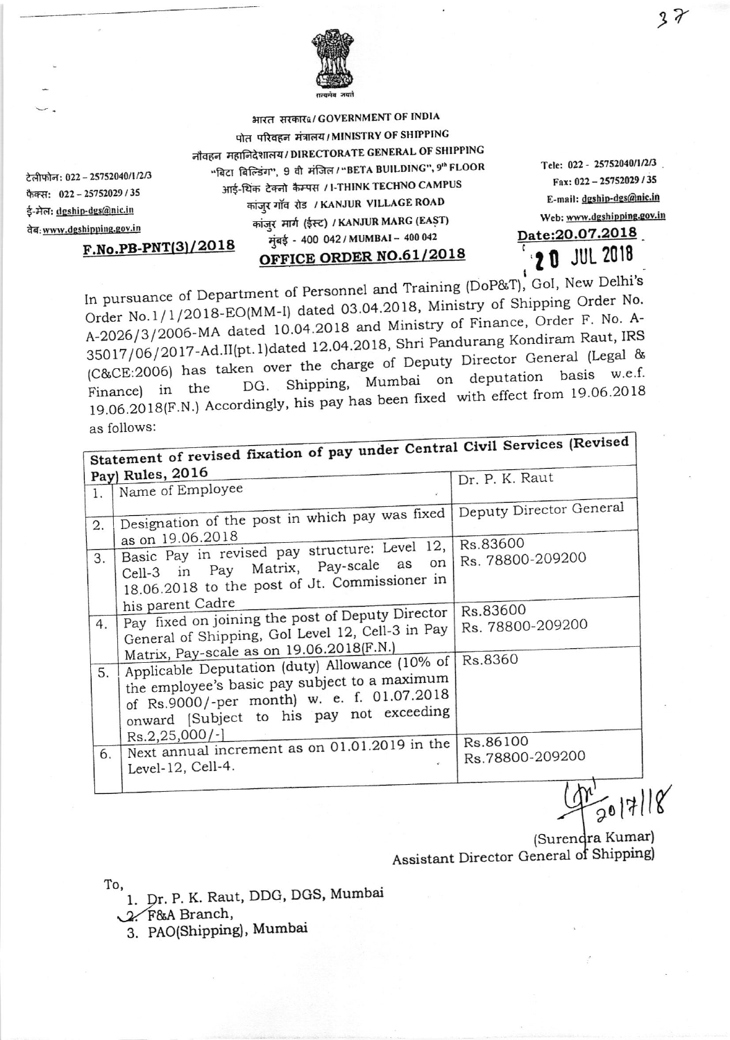भारत सरकार/GOVERNMENT OF INDIA
पोत परिवहन मंत्रालय/MINISTRY OF SHIPPING
नौवहन महानिदेशालय/DIRECTORATE GENERAL OF SHIPPING
"बिटा बिल्डिंग", 9 वी मंजिल/"BETA BUILDING", 9th FLOOR
आई-थिंक टेक्नो कैम्पस / I-THINK TECHNO CAMPUS
कांजुर गाँव रोड / KANJUR VILLAGE ROAD
कांजुर मार्ग (ईस्ट) / KANJUR MARG (EAST)
मुंबई - 400 042 / MUMBAI – 400 042

टेलीफोन: 022 – 25752040/1/2/3
फैक्स: 022 – 25752029 / 35
ई-मेल: dgship-dgs@nic.in
वेब: www.dgshipping.gov.in

Tele: 022 - 25752040/1/2/3
Fax: 022 – 25752029 / 35
E-mail: dgship-dgs@nic.in
Web: www.dgshipping.gov.in

**F.No.PB-PNT(3)/2018**

**OFFICE ORDER NO.61/2018**

**Date:20.07.2018**

20 JUL 2018

In pursuance of Department of Personnel and Training (DoP&T), GoI, New Delhi's Order No.1/1/2018-EO(MM-I) dated 03.04.2018, Ministry of Shipping Order No. A-2026/3/2006-MA dated 10.04.2018 and Ministry of Finance, Order F. No. A-35017/06/2017-Ad.II(pt.1)dated 12.04.2018, Shri Pandurang Kondiram Raut, IRS (C&CE:2006) has taken over the charge of Deputy Director General (Legal & Finance) in the DG. Shipping, Mumbai on deputation basis w.e.f. 19.06.2018(F.N.) Accordingly, his pay has been fixed with effect from 19.06.2018 as follows:

| **Statement of revised fixation of pay under Central Civil Services (Revised Pay) Rules, 2016** | | |
|---|---|---|
| 1. | Name of Employee | Dr. P. K. Raut |
| 2. | Designation of the post in which pay was fixed as on 19.06.2018 | Deputy Director General |
| 3. | Basic Pay in revised pay structure: Level 12, Cell-3 in Pay Matrix, Pay-scale as on 18.06.2018 to the post of Jt. Commissioner in his parent Cadre | Rs.83600<br>Rs. 78800-209200 |
| 4. | Pay fixed on joining the post of Deputy Director General of Shipping, GoI Level 12, Cell-3 in Pay Matrix, Pay-scale as on 19.06.2018(F.N.) | Rs.83600<br>Rs. 78800-209200 |
| 5. | Applicable Deputation (duty) Allowance (10% of the employee's basic pay subject to a maximum of Rs.9000/-per month) w. e. f. 01.07.2018 onward [Subject to his pay not exceeding Rs.2,25,000/-] | Rs.8360 |
| 6. | Next annual increment as on 01.01.2019 in the Level-12, Cell-4. | Rs.86100<br>Rs.78800-209200 |

20/7/18

(Surendra Kumar)
Assistant Director General of Shipping)

To,

1. Dr. P. K. Raut, DDG, DGS, Mumbai
2. F&A Branch,
3. PAO(Shipping), Mumbai